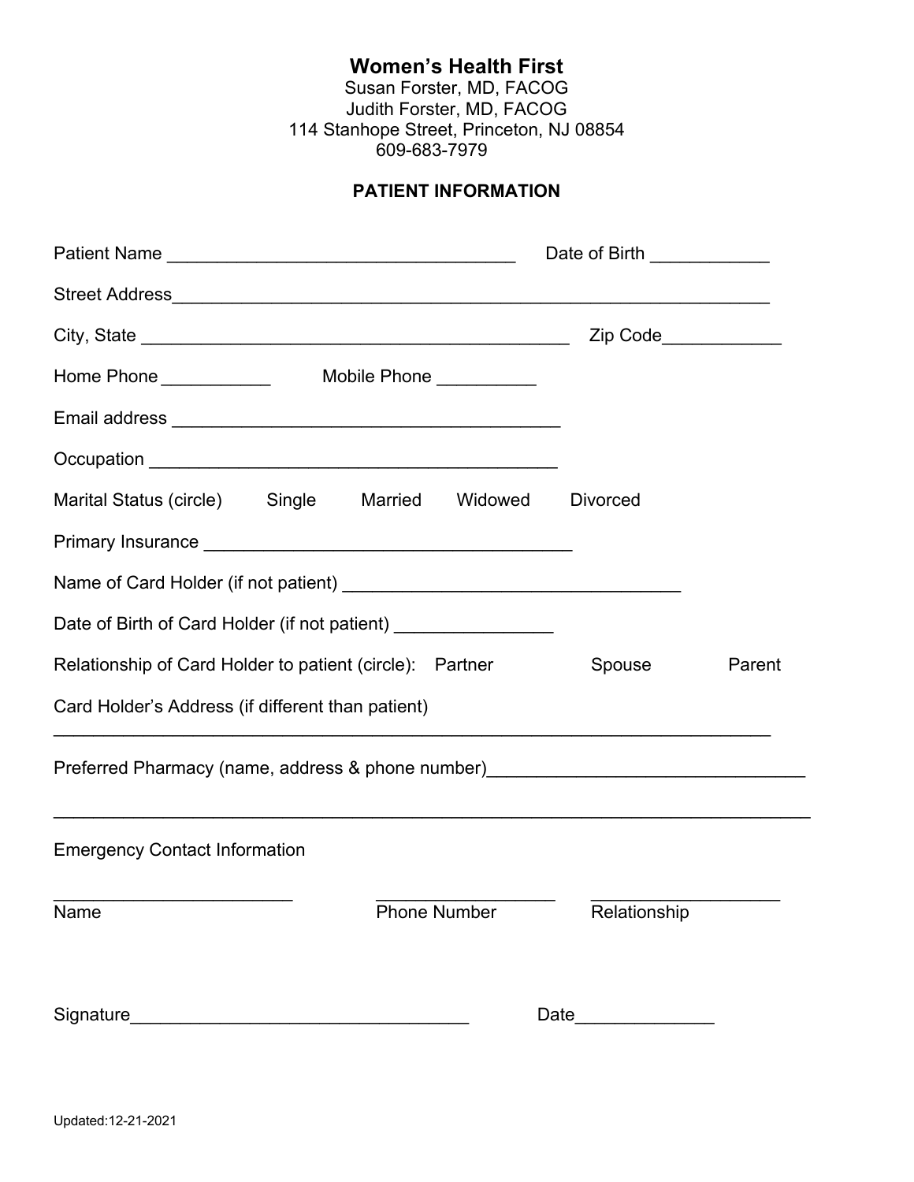# Women's Health First

Susan Forster, MD, FACOG
Judith Forster, MD, FACOG
114 Stanhope Street, Princeton, NJ 08854
609-683-7979

## PATIENT INFORMATION

Patient Name ___________________________________ Date of Birth ____________

Street Address_____________________________________________________________

City, State ____________________________________________ Zip Code____________

Home Phone ___________ Mobile Phone __________

Email address _______________________________________

Occupation _________________________________________

Marital Status (circle) Single Married Widowed Divorced

Primary Insurance _____________________________________

Name of Card Holder (if not patient) __________________________________

Date of Birth of Card Holder (if not patient) ________________

Relationship of Card Holder to patient (circle): Partner Spouse Parent

Card Holder's Address (if different than patient)

_________________________________________________________________________

Preferred Pharmacy (name, address & phone number)________________________________

_____________________________________________________________________________

Emergency Contact Information

| Name | Phone Number | Relationship |
| --- | --- | --- |
| ________________________ | __________________ | ___________________ |

Signature__________________________________ Date______________

Updated:12-21-2021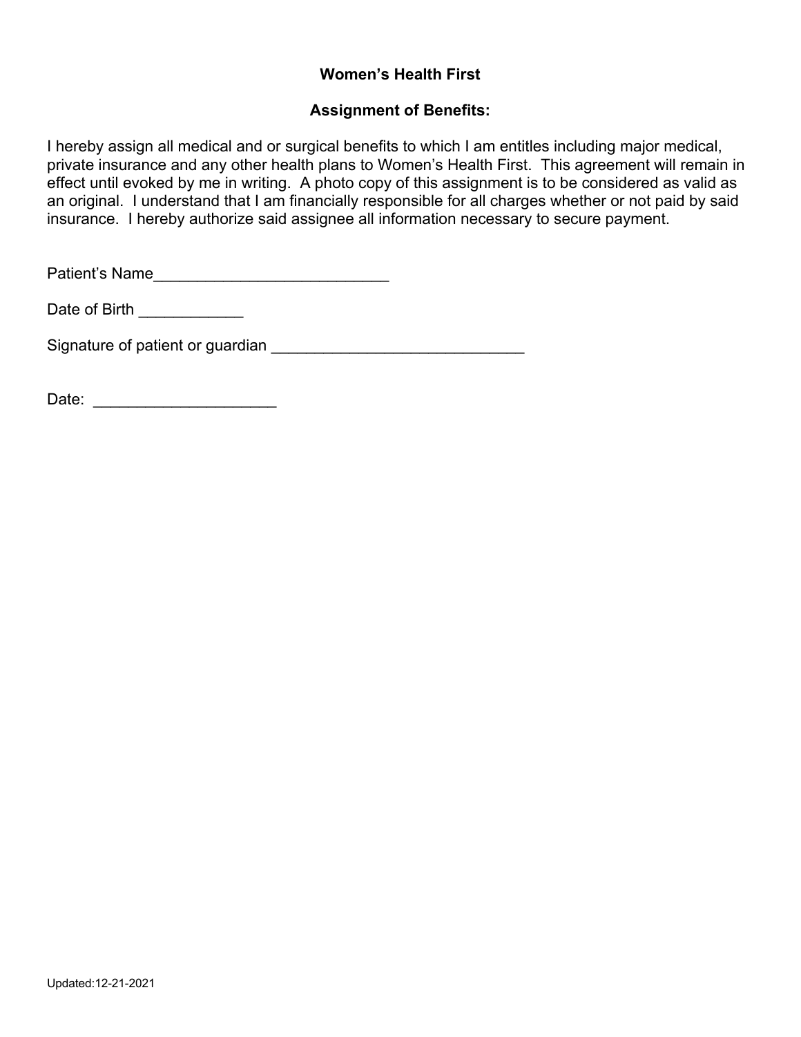**Women's Health First**

**Assignment of Benefits:**

I hereby assign all medical and or surgical benefits to which I am entitles including major medical, private insurance and any other health plans to Women's Health First. This agreement will remain in effect until evoked by me in writing. A photo copy of this assignment is to be considered as valid as an original. I understand that I am financially responsible for all charges whether or not paid by said insurance. I hereby authorize said assignee all information necessary to secure payment.

Patient's Name___________________________

Date of Birth ____________

Signature of patient or guardian _____________________________

Date: _____________________

Updated:12-21-2021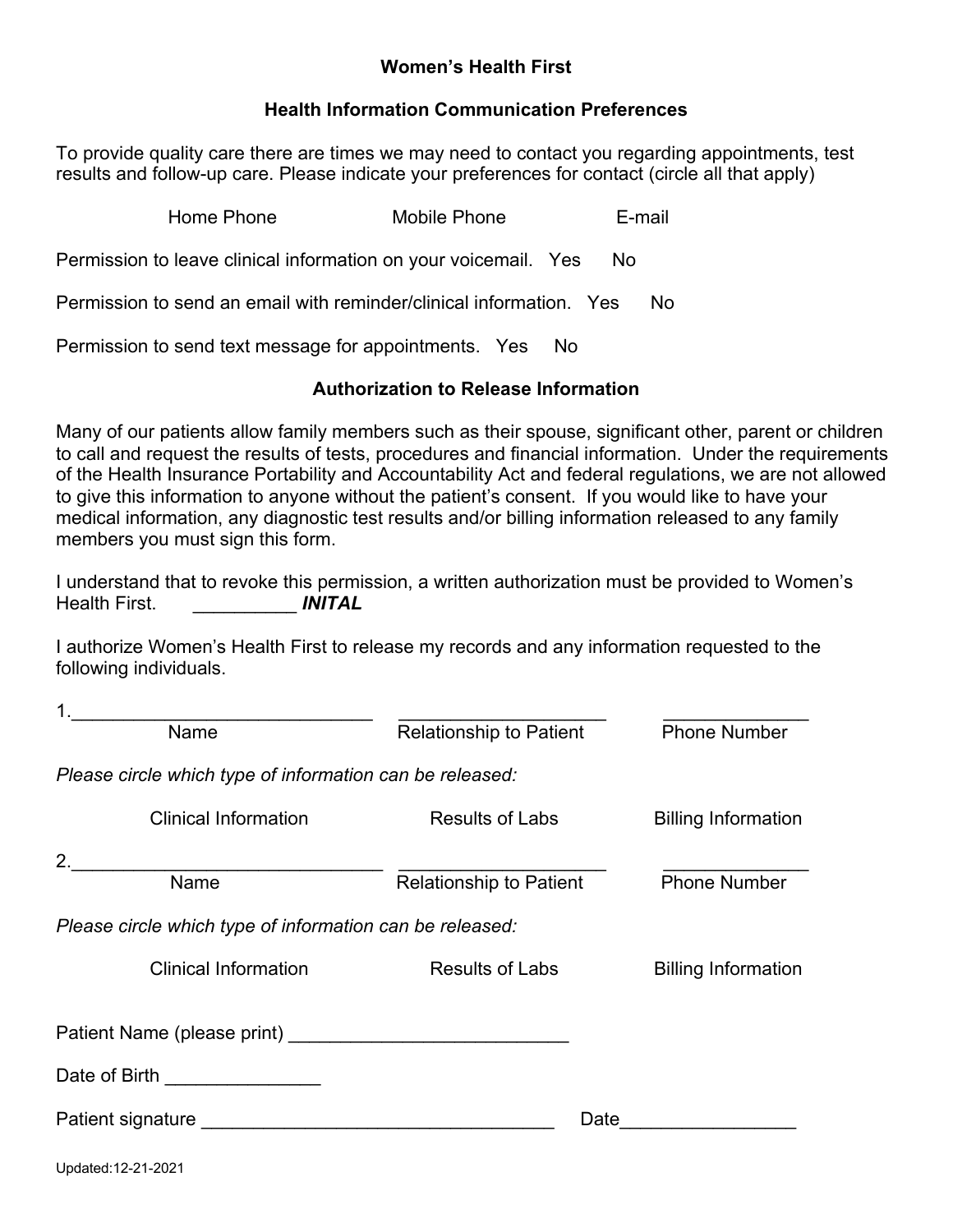# Women's Health First

## Health Information Communication Preferences

To provide quality care there are times we may need to contact you regarding appointments, test results and follow-up care. Please indicate your preferences for contact (circle all that apply)

Home Phone          Mobile Phone          E-mail

Permission to leave clinical information on your voicemail.   Yes     No

Permission to send an email with reminder/clinical information.   Yes     No

Permission to send text message for appointments.   Yes     No

## Authorization to Release Information

Many of our patients allow family members such as their spouse, significant other, parent or children to call and request the results of tests, procedures and financial information. Under the requirements of the Health Insurance Portability and Accountability Act and federal regulations, we are not allowed to give this information to anyone without the patient's consent. If you would like to have your medical information, any diagnostic test results and/or billing information released to any family members you must sign this form.

I understand that to revoke this permission, a written authorization must be provided to Women's Health First.   __________ ***INITAL***

I authorize Women's Health First to release my records and any information requested to the following individuals.

1.______________________________   ____________________   ______________
Name   Relationship to Patient   Phone Number

*Please circle which type of information can be released:*

Clinical Information          Results of Labs          Billing Information

2.______________________________   ____________________   ______________
Name   Relationship to Patient   Phone Number

*Please circle which type of information can be released:*

Clinical Information          Results of Labs          Billing Information

Patient Name (please print) ___________________________

Date of Birth _______________

Patient signature ___________________________________   Date_________________

Updated:12-21-2021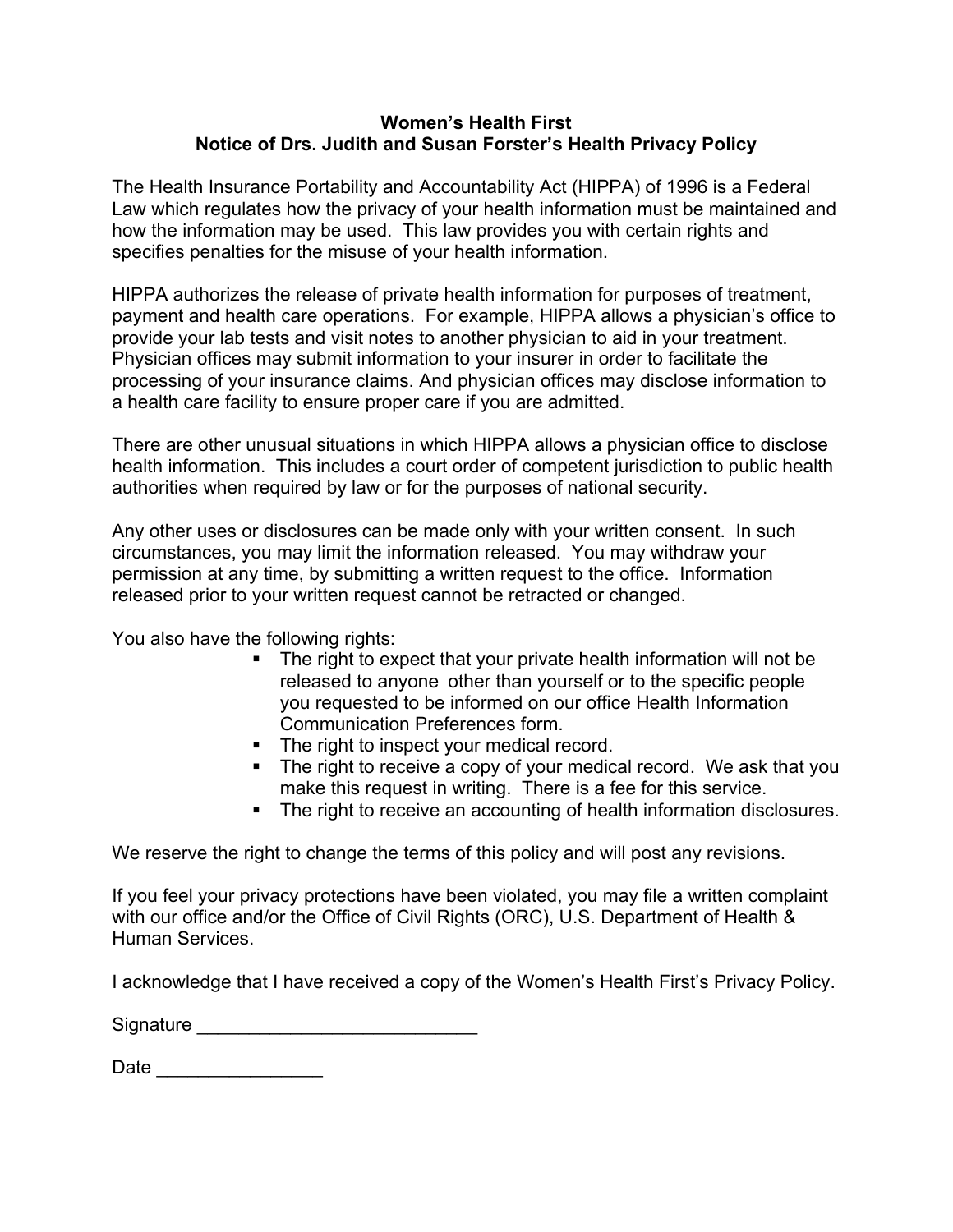**Women's Health First**
**Notice of Drs. Judith and Susan Forster's Health Privacy Policy**

The Health Insurance Portability and Accountability Act (HIPPA) of 1996 is a Federal Law which regulates how the privacy of your health information must be maintained and how the information may be used. This law provides you with certain rights and specifies penalties for the misuse of your health information.

HIPPA authorizes the release of private health information for purposes of treatment, payment and health care operations. For example, HIPPA allows a physician's office to provide your lab tests and visit notes to another physician to aid in your treatment. Physician offices may submit information to your insurer in order to facilitate the processing of your insurance claims. And physician offices may disclose information to a health care facility to ensure proper care if you are admitted.

There are other unusual situations in which HIPPA allows a physician office to disclose health information. This includes a court order of competent jurisdiction to public health authorities when required by law or for the purposes of national security.

Any other uses or disclosures can be made only with your written consent. In such circumstances, you may limit the information released. You may withdraw your permission at any time, by submitting a written request to the office. Information released prior to your written request cannot be retracted or changed.

You also have the following rights:

- The right to expect that your private health information will not be released to anyone other than yourself or to the specific people you requested to be informed on our office Health Information Communication Preferences form.
- The right to inspect your medical record.
- The right to receive a copy of your medical record. We ask that you make this request in writing. There is a fee for this service.
- The right to receive an accounting of health information disclosures.

We reserve the right to change the terms of this policy and will post any revisions.

If you feel your privacy protections have been violated, you may file a written complaint with our office and/or the Office of Civil Rights (ORC), U.S. Department of Health & Human Services.

I acknowledge that I have received a copy of the Women's Health First's Privacy Policy.

Signature ___________________________

Date ________________